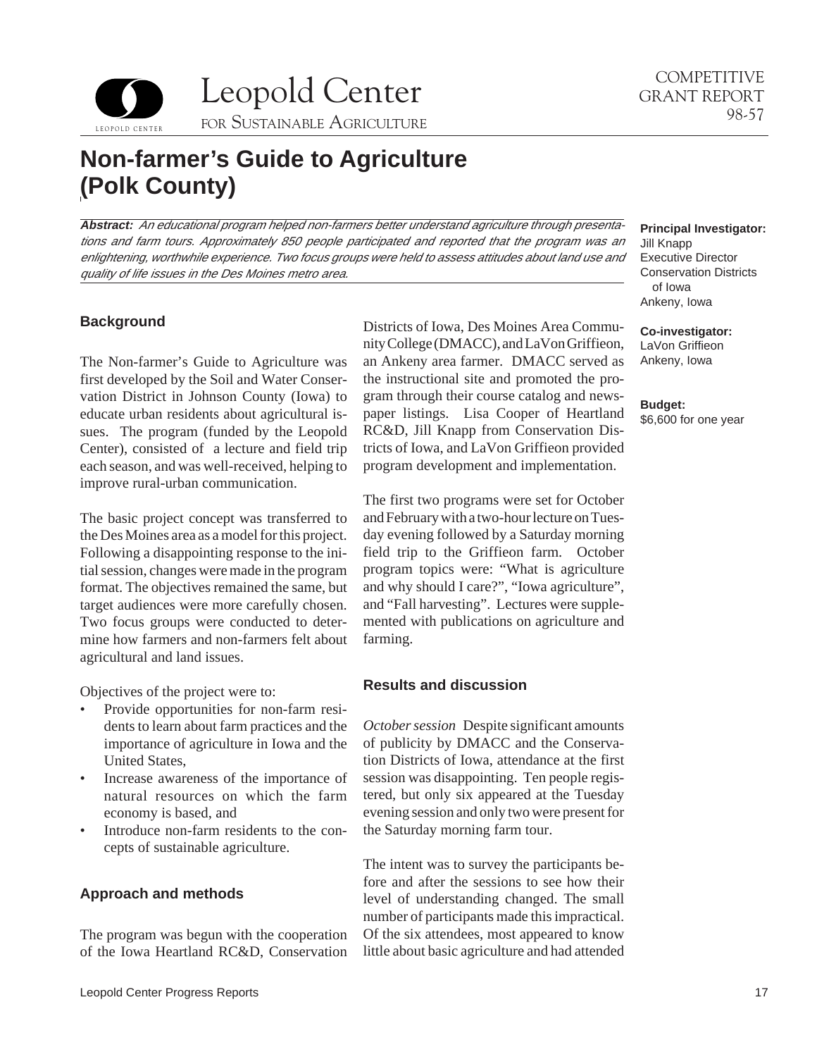Leopold Center for Sustainable Agriculture

COMPETITIVE GRANT REPORT 98-57

# Non-farmer's Guide to Agriculture (Polk County)

***Abstract:** An educational program helped non-farmers better understand agriculture through presentations and farm tours. Approximately 850 people participated and reported that the program was an enlightening, worthwhile experience. Two focus groups were held to assess attitudes about land use and quality of life issues in the Des Moines metro area.*

**Principal Investigator:**
Jill Knapp
Executive Director
Conservation Districts of Iowa
Ankeny, Iowa

**Co-investigator:**
LaVon Griffieon
Ankeny, Iowa

**Budget:**
$6,600 for one year

## Background

The Non-farmer's Guide to Agriculture was first developed by the Soil and Water Conservation District in Johnson County (Iowa) to educate urban residents about agricultural issues. The program (funded by the Leopold Center), consisted of a lecture and field trip each season, and was well-received, helping to improve rural-urban communication.

The basic project concept was transferred to the Des Moines area as a model for this project. Following a disappointing response to the initial session, changes were made in the program format. The objectives remained the same, but target audiences were more carefully chosen. Two focus groups were conducted to determine how farmers and non-farmers felt about agricultural and land issues.

Objectives of the project were to:

- Provide opportunities for non-farm residents to learn about farm practices and the importance of agriculture in Iowa and the United States,
- Increase awareness of the importance of natural resources on which the farm economy is based, and
- Introduce non-farm residents to the concepts of sustainable agriculture.

## Approach and methods

The program was begun with the cooperation of the Iowa Heartland RC&D, Conservation Districts of Iowa, Des Moines Area Community College (DMACC), and LaVon Griffieon, an Ankeny area farmer. DMACC served as the instructional site and promoted the program through their course catalog and newspaper listings. Lisa Cooper of Heartland RC&D, Jill Knapp from Conservation Districts of Iowa, and LaVon Griffieon provided program development and implementation.

The first two programs were set for October and February with a two-hour lecture on Tuesday evening followed by a Saturday morning field trip to the Griffieon farm. October program topics were: "What is agriculture and why should I care?", "Iowa agriculture", and "Fall harvesting". Lectures were supplemented with publications on agriculture and farming.

## Results and discussion

*October session* Despite significant amounts of publicity by DMACC and the Conservation Districts of Iowa, attendance at the first session was disappointing. Ten people registered, but only six appeared at the Tuesday evening session and only two were present for the Saturday morning farm tour.

The intent was to survey the participants before and after the sessions to see how their level of understanding changed. The small number of participants made this impractical. Of the six attendees, most appeared to know little about basic agriculture and had attended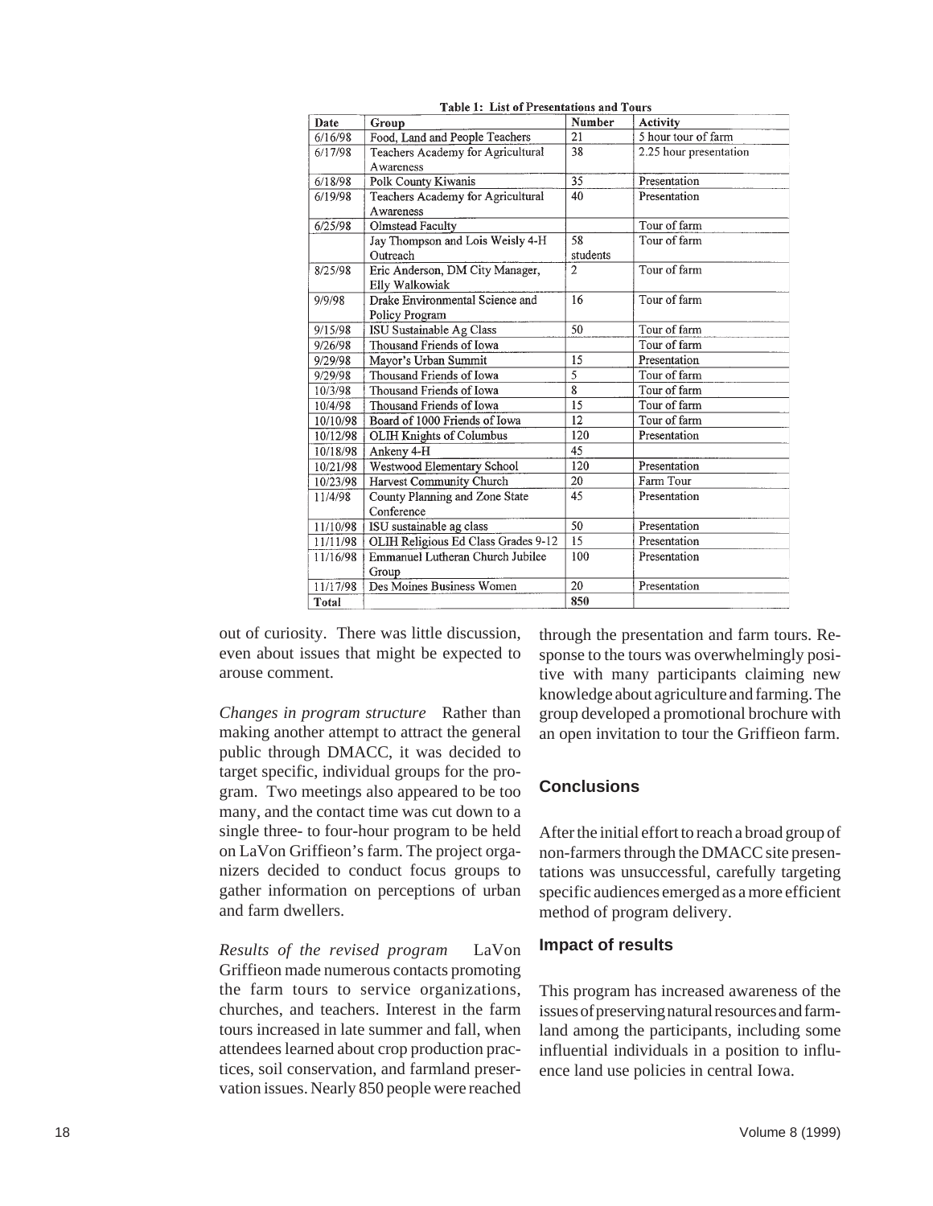**Table 1: List of Presentations and Tours**

| Date | Group | Number | Activity |
|---|---|---|---|
| 6/16/98 | Food, Land and People Teachers | 21 | 5 hour tour of farm |
| 6/17/98 | Teachers Academy for Agricultural Awareness | 38 | 2.25 hour presentation |
| 6/18/98 | Polk County Kiwanis | 35 | Presentation |
| 6/19/98 | Teachers Academy for Agricultural Awareness | 40 | Presentation |
| 6/25/98 | Olmstead Faculty | | Tour of farm |
| | Jay Thompson and Lois Weisly 4-H Outreach | 58 students | Tour of farm |
| 8/25/98 | Eric Anderson, DM City Manager, Elly Walkowiak | 2 | Tour of farm |
| 9/9/98 | Drake Environmental Science and Policy Program | 16 | Tour of farm |
| 9/15/98 | ISU Sustainable Ag Class | 50 | Tour of farm |
| 9/26/98 | Thousand Friends of Iowa | | Tour of farm |
| 9/29/98 | Mayor's Urban Summit | 15 | Presentation |
| 9/29/98 | Thousand Friends of Iowa | 5 | Tour of farm |
| 10/3/98 | Thousand Friends of Iowa | 8 | Tour of farm |
| 10/4/98 | Thousand Friends of Iowa | 15 | Tour of farm |
| 10/10/98 | Board of 1000 Friends of Iowa | 12 | Tour of farm |
| 10/12/98 | OLIH Knights of Columbus | 120 | Presentation |
| 10/18/98 | Ankeny 4-H | 45 | |
| 10/21/98 | Westwood Elementary School | 120 | Presentation |
| 10/23/98 | Harvest Community Church | 20 | Farm Tour |
| 11/4/98 | County Planning and Zone State Conference | 45 | Presentation |
| 11/10/98 | ISU sustainable ag class | 50 | Presentation |
| 11/11/98 | OLIH Religious Ed Class Grades 9-12 | 15 | Presentation |
| 11/16/98 | Emmanuel Lutheran Church Jubilee Group | 100 | Presentation |
| 11/17/98 | Des Moines Business Women | 20 | Presentation |
| Total | | 850 | |

out of curiosity. There was little discussion, even about issues that might be expected to arouse comment.

*Changes in program structure* Rather than making another attempt to attract the general public through DMACC, it was decided to target specific, individual groups for the program. Two meetings also appeared to be too many, and the contact time was cut down to a single three- to four-hour program to be held on LaVon Griffieon's farm. The project organizers decided to conduct focus groups to gather information on perceptions of urban and farm dwellers.

*Results of the revised program* LaVon Griffieon made numerous contacts promoting the farm tours to service organizations, churches, and teachers. Interest in the farm tours increased in late summer and fall, when attendees learned about crop production practices, soil conservation, and farmland preservation issues. Nearly 850 people were reached through the presentation and farm tours. Response to the tours was overwhelmingly positive with many participants claiming new knowledge about agriculture and farming. The group developed a promotional brochure with an open invitation to tour the Griffieon farm.

## Conclusions

After the initial effort to reach a broad group of non-farmers through the DMACC site presentations was unsuccessful, carefully targeting specific audiences emerged as a more efficient method of program delivery.

### Impact of results

This program has increased awareness of the issues of preserving natural resources and farmland among the participants, including some influential individuals in a position to influence land use policies in central Iowa.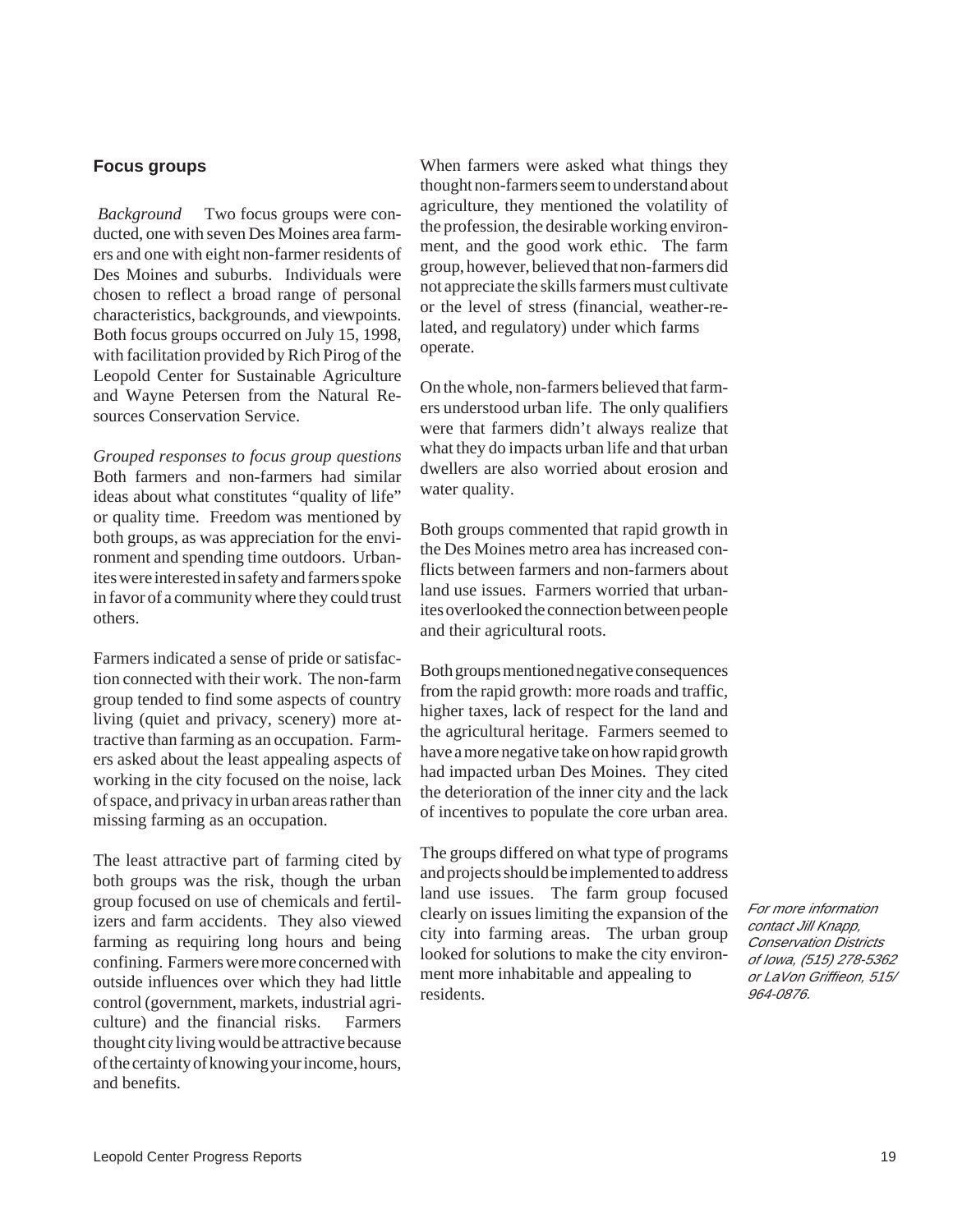## Focus groups

*Background* Two focus groups were conducted, one with seven Des Moines area farmers and one with eight non-farmer residents of Des Moines and suburbs. Individuals were chosen to reflect a broad range of personal characteristics, backgrounds, and viewpoints. Both focus groups occurred on July 15, 1998, with facilitation provided by Rich Pirog of the Leopold Center for Sustainable Agriculture and Wayne Petersen from the Natural Resources Conservation Service.

*Grouped responses to focus group questions* Both farmers and non-farmers had similar ideas about what constitutes "quality of life" or quality time. Freedom was mentioned by both groups, as was appreciation for the environment and spending time outdoors. Urbanites were interested in safety and farmers spoke in favor of a community where they could trust others.

Farmers indicated a sense of pride or satisfaction connected with their work. The non-farm group tended to find some aspects of country living (quiet and privacy, scenery) more attractive than farming as an occupation. Farmers asked about the least appealing aspects of working in the city focused on the noise, lack of space, and privacy in urban areas rather than missing farming as an occupation.

The least attractive part of farming cited by both groups was the risk, though the urban group focused on use of chemicals and fertilizers and farm accidents. They also viewed farming as requiring long hours and being confining. Farmers were more concerned with outside influences over which they had little control (government, markets, industrial agriculture) and the financial risks. Farmers thought city living would be attractive because of the certainty of knowing your income, hours, and benefits.

When farmers were asked what things they thought non-farmers seem to understand about agriculture, they mentioned the volatility of the profession, the desirable working environment, and the good work ethic. The farm group, however, believed that non-farmers did not appreciate the skills farmers must cultivate or the level of stress (financial, weather-related, and regulatory) under which farms operate.

On the whole, non-farmers believed that farmers understood urban life. The only qualifiers were that farmers didn't always realize that what they do impacts urban life and that urban dwellers are also worried about erosion and water quality.

Both groups commented that rapid growth in the Des Moines metro area has increased conflicts between farmers and non-farmers about land use issues. Farmers worried that urbanites overlooked the connection between people and their agricultural roots.

Both groups mentioned negative consequences from the rapid growth: more roads and traffic, higher taxes, lack of respect for the land and the agricultural heritage. Farmers seemed to have a more negative take on how rapid growth had impacted urban Des Moines. They cited the deterioration of the inner city and the lack of incentives to populate the core urban area.

The groups differed on what type of programs and projects should be implemented to address land use issues. The farm group focused clearly on issues limiting the expansion of the city into farming areas. The urban group looked for solutions to make the city environment more inhabitable and appealing to residents.

*For more information contact Jill Knapp, Conservation Districts of Iowa, (515) 278-5362 or LaVon Griffieon, 515/964-0876.*